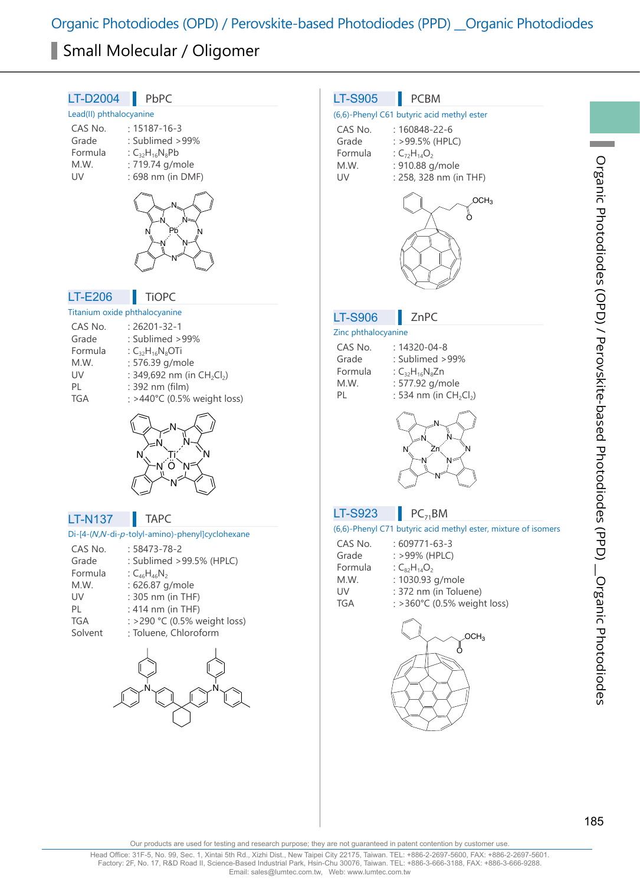# Organic Photodiodes (OPD) / Perovskite-based Photodiodes (PPD) _Organic Photodiodes

## Small Molecular / Oligomer

### LT-D2004 | PbPC

Lead(II) phthalocyanine

| | |
|---|---|
| CAS No. | : 15187-16-3 |
| Grade | : Sublimed >99% |
| Formula | : $C_{32}H_{16}N_8Pb$ |
| M.W. | : 719.74 g/mole |
| UV | : 698 nm (in DMF) |

### LT-E206 | TiOPC

Titanium oxide phthalocyanine

| | |
|---|---|
| CAS No. | : 26201-32-1 |
| Grade | : Sublimed >99% |
| Formula | : $C_{32}H_{16}N_8OTi$ |
| M.W. | : 576.39 g/mole |
| UV | : 349,692 nm (in $CH_2Cl_2$) |
| PL | : 392 nm (film) |
| TGA | : >440°C (0.5% weight loss) |

### LT-N137 | TAPC

Di-[4-(*N*,*N*-di-*p*-tolyl-amino)-phenyl]cyclohexane

| | |
|---|---|
| CAS No. | : 58473-78-2 |
| Grade | : Sublimed >99.5% (HPLC) |
| Formula | : $C_{46}H_{46}N_2$ |
| M.W. | : 626.87 g/mole |
| UV | : 305 nm (in THF) |
| PL | : 414 nm (in THF) |
| TGA | : >290 °C (0.5% weight loss) |
| Solvent | : Toluene, Chloroform |

### LT-S905 | PCBM

(6,6)-Phenyl C61 butyric acid methyl ester

| | |
|---|---|
| CAS No. | : 160848-22-6 |
| Grade | : >99.5% (HPLC) |
| Formula | : $C_{72}H_{14}O_2$ |
| M.W. | : 910.88 g/mole |
| UV | : 258, 328 nm (in THF) |

### LT-S906 | ZnPC

Zinc phthalocyanine

| | |
|---|---|
| CAS No. | : 14320-04-8 |
| Grade | : Sublimed >99% |
| Formula | : $C_{32}H_{16}N_8Zn$ |
| M.W. | : 577.92 g/mole |
| PL | : 534 nm (in $CH_2Cl_2$) |

### LT-S923 | $PC_{71}BM$

(6,6)-Phenyl C71 butyric acid methyl ester, mixture of isomers

| | |
|---|---|
| CAS No. | : 609771-63-3 |
| Grade | : >99% (HPLC) |
| Formula | : $C_{82}H_{14}O_2$ |
| M.W. | : 1030.93 g/mole |
| UV | : 372 nm (in Toluene) |
| TGA | : >360°C (0.5% weight loss) |

Our products are used for testing and research purpose; they are not guaranteed in patent contention by customer use.

Head Office: 31F-5, No. 99, Sec. 1, Xintai 5th Rd., Xizhi Dist., New Taipei City 22175, Taiwan. TEL: +886-2-2697-5600, FAX: +886-2-2697-5601.
Factory: 2F, No. 17, R&D Road II, Science-Based Industrial Park, Hsin-Chu 30076, Taiwan. TEL: +886-3-666-3188, FAX: +886-3-666-9288.
Email: sales@lumtec.com.tw, Web: www.lumtec.com.tw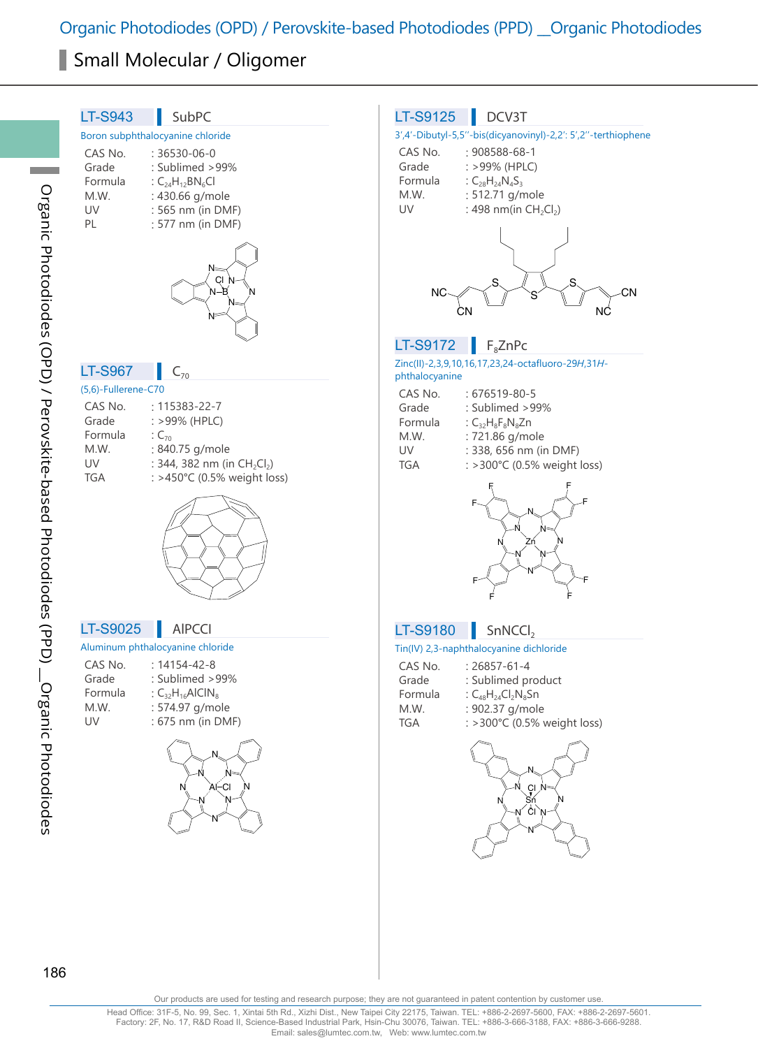## Small Molecular / Oligomer

### LT-S943 | SubPC

Boron subphthalocyanine chloride

- CAS No. : 36530-06-0
- Grade : Sublimed >99%
- Formula : $C_{24}H_{12}BN_6Cl$
- M.W. : 430.66 g/mole
- UV : 565 nm (in DMF)
- PL : 577 nm (in DMF)

### LT-S967 | $C_{70}$

(5,6)-Fullerene-C70

- CAS No. : 115383-22-7
- Grade : >99% (HPLC)
- Formula : $C_{70}$
- M.W. : 840.75 g/mole
- UV : 344, 382 nm (in $CH_2Cl_2$)
- TGA : >450°C (0.5% weight loss)

### LT-S9025 | AlPCCl

Aluminum phthalocyanine chloride

- CAS No. : 14154-42-8
- Grade : Sublimed >99%
- Formula : $C_{32}H_{16}AlClN_8$
- M.W. : 574.97 g/mole
- UV : 675 nm (in DMF)

### LT-S9125 | DCV3T

3',4'-Dibutyl-5,5''-bis(dicyanovinyl)-2,2': 5',2''-terthiophene

- CAS No. : 908588-68-1
- Grade : >99% (HPLC)
- Formula : $C_{28}H_{24}N_4S_3$
- M.W. : 512.71 g/mole
- UV : 498 nm(in $CH_2Cl_2$)

### LT-S9172 | $F_8ZnPc$

Zinc(II)-2,3,9,10,16,17,23,24-octafluoro-29*H*,31*H*-phthalocyanine

- CAS No. : 676519-80-5
- Grade : Sublimed >99%
- Formula : $C_{32}H_8F_8N_8Zn$
- M.W. : 721.86 g/mole
- UV : 338, 656 nm (in DMF)
- TGA : >300°C (0.5% weight loss)

### LT-S9180 | $SnNCCl_2$

Tin(IV) 2,3-naphthalocyanine dichloride

- CAS No. : 26857-61-4
- Grade : Sublimed product
- Formula : $C_{48}H_{24}Cl_2N_8Sn$
- M.W. : 902.37 g/mole
- TGA : >300°C (0.5% weight loss)

Our products are used for testing and research purpose; they are not guaranteed in patent contention by customer use.

Head Office: 31F-5, No. 99, Sec. 1, Xintai 5th Rd., Xizhi Dist., New Taipei City 22175, Taiwan. TEL: +886-2-2697-5600, FAX: +886-2-2697-5601.
Factory: 2F, No. 17, R&D Road II, Science-Based Industrial Park, Hsin-Chu 30076, Taiwan. TEL: +886-3-666-3188, FAX: +886-3-666-9288.
Email: sales@lumtec.com.tw, Web: www.lumtec.com.tw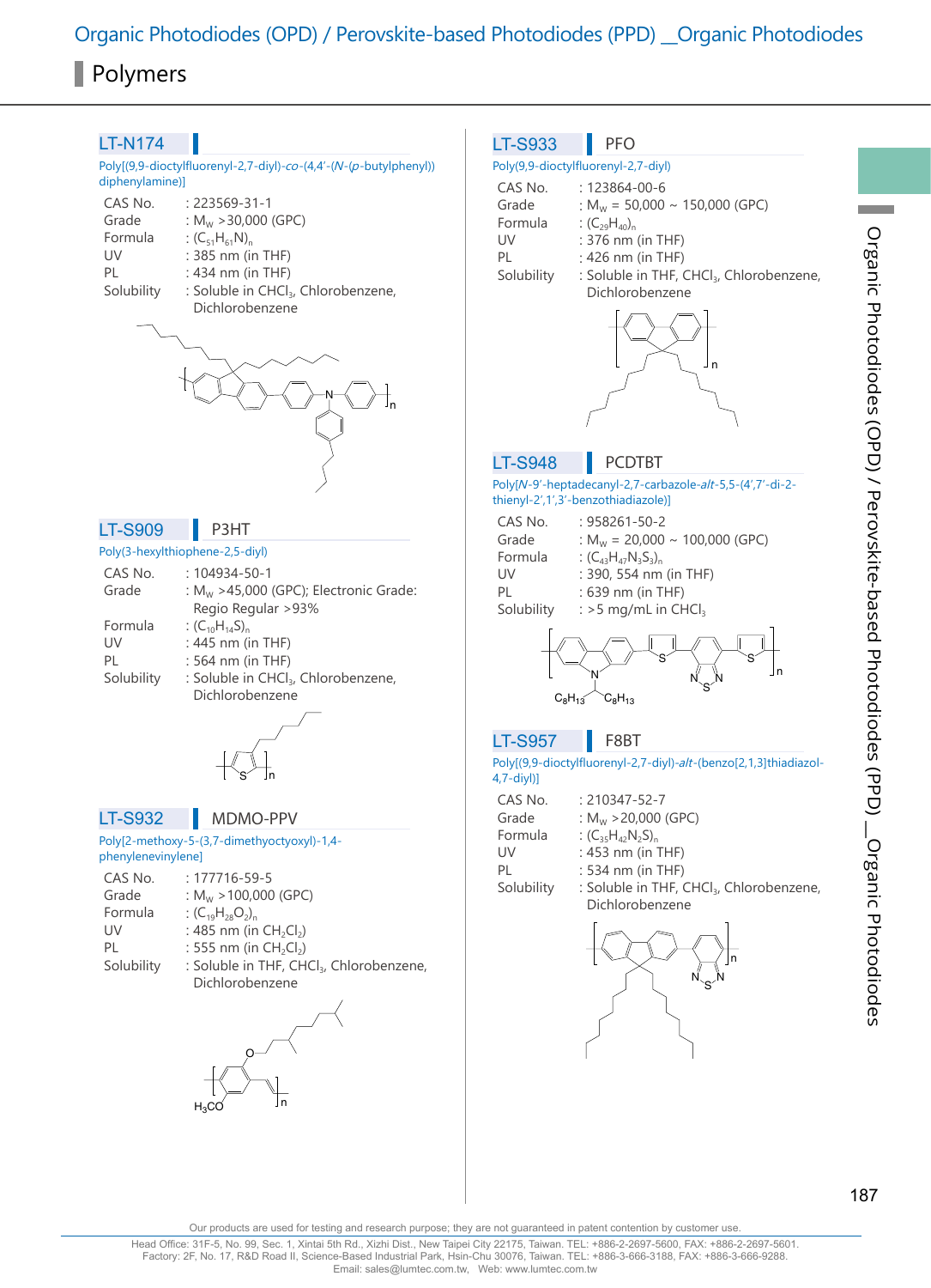# Organic Photodiodes (OPD) / Perovskite-based Photodiodes (PPD) _Organic Photodiodes

## Polymers

### LT-N174

Poly[(9,9-dioctylfluorenyl-2,7-diyl)-*co*-(4,4′-(*N*-(*p*-butylphenyl))diphenylamine)]

| | |
|---|---|
| CAS No. | : 223569-31-1 |
| Grade | : $M_W$ >30,000 (GPC) |
| Formula | : $(C_{51}H_{61}N)_n$ |
| UV | : 385 nm (in THF) |
| PL | : 434 nm (in THF) |
| Solubility | : Soluble in $CHCl_3$, Chlorobenzene, Dichlorobenzene |

### LT-S909 P3HT

Poly(3-hexylthiophene-2,5-diyl)

| | |
|---|---|
| CAS No. | : 104934-50-1 |
| Grade | : $M_W$ >45,000 (GPC); Electronic Grade: Regio Regular >93% |
| Formula | : $(C_{10}H_{14}S)_n$ |
| UV | : 445 nm (in THF) |
| PL | : 564 nm (in THF) |
| Solubility | : Soluble in $CHCl_3$, Chlorobenzene, Dichlorobenzene |

### LT-S932 MDMO-PPV

Poly[2-methoxy-5-(3,7-dimethyoctyoxyl)-1,4-phenylenevinylene]

| | |
|---|---|
| CAS No. | : 177716-59-5 |
| Grade | : $M_W$ >100,000 (GPC) |
| Formula | : $(C_{19}H_{28}O_2)_n$ |
| UV | : 485 nm (in $CH_2Cl_2$) |
| PL | : 555 nm (in $CH_2Cl_2$) |
| Solubility | : Soluble in THF, $CHCl_3$, Chlorobenzene, Dichlorobenzene |

### LT-S933 PFO

Poly(9,9-dioctylfluorenyl-2,7-diyl)

| | |
|---|---|
| CAS No. | : 123864-00-6 |
| Grade | : $M_W$ = 50,000 ~ 150,000 (GPC) |
| Formula | : $(C_{29}H_{40})_n$ |
| UV | : 376 nm (in THF) |
| PL | : 426 nm (in THF) |
| Solubility | : Soluble in THF, $CHCl_3$, Chlorobenzene, Dichlorobenzene |

### LT-S948 PCDTBT

Poly[*N*-9′-heptadecanyl-2,7-carbazole-*alt*-5,5-(4′,7′-di-2-thienyl-2′,1′,3′-benzothiadiazole)]

| | |
|---|---|
| CAS No. | : 958261-50-2 |
| Grade | : $M_W$ = 20,000 ~ 100,000 (GPC) |
| Formula | : $(C_{43}H_{47}N_3S_3)_n$ |
| UV | : 390, 554 nm (in THF) |
| PL | : 639 nm (in THF) |
| Solubility | : >5 mg/mL in $CHCl_3$ |

### LT-S957 F8BT

Poly[(9,9-dioctylfluorenyl-2,7-diyl)-*alt*-(benzo[2,1,3]thiadiazol-4,7-diyl)]

| | |
|---|---|
| CAS No. | : 210347-52-7 |
| Grade | : $M_W$ >20,000 (GPC) |
| Formula | : $(C_{35}H_{42}N_2S)_n$ |
| UV | : 453 nm (in THF) |
| PL | : 534 nm (in THF) |
| Solubility | : Soluble in THF, $CHCl_3$, Chlorobenzene, Dichlorobenzene |

Our products are used for testing and research purpose; they are not guaranteed in patent contention by customer use.

Head Office: 31F-5, No. 99, Sec. 1, Xintai 5th Rd., Xizhi Dist., New Taipei City 22175, Taiwan. TEL: +886-2-2697-5600, FAX: +886-2-2697-5601.
Factory: 2F, No. 17, R&D Road II, Science-Based Industrial Park, Hsin-Chu 30076, Taiwan. TEL: +886-3-666-3188, FAX: +886-3-666-9288.
Email: sales@lumtec.com.tw, Web: www.lumtec.com.tw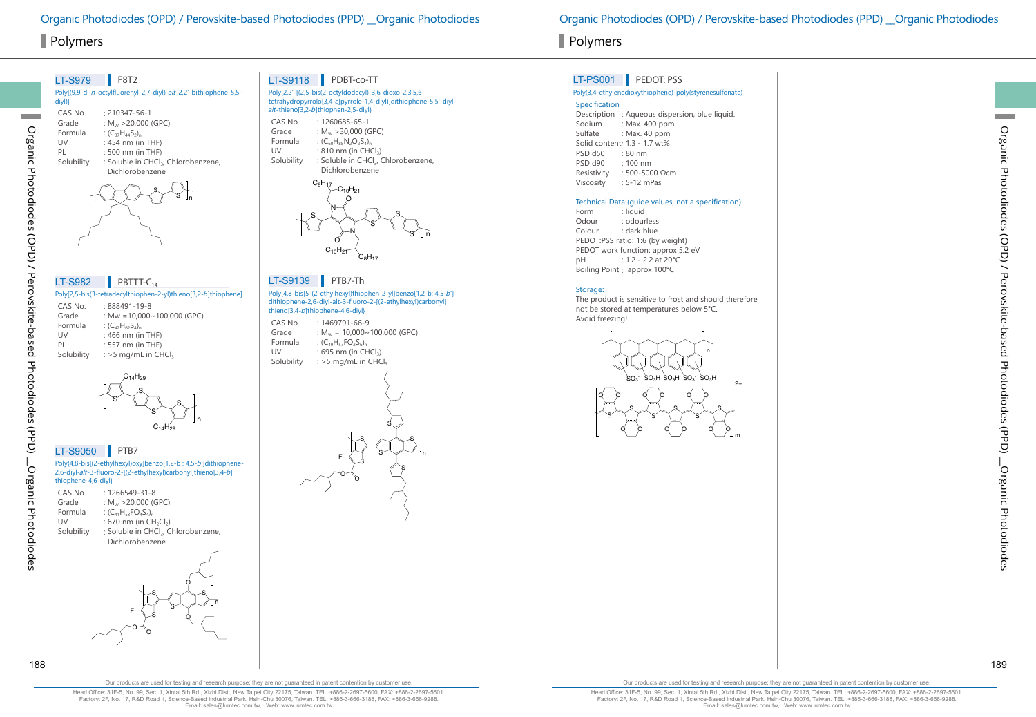## Polymers

### LT-S979 F8T2

Poly[(9,9-di-*n*-octylfluorenyl-2,7-diyl)-*alt*-2,2'-bithiophene-5,5'-diyl)]

| | |
|---|---|
| CAS No. | : 210347-56-1 |
| Grade | : $M_W$ >20,000 (GPC) |
| Formula | : $(C_{37}H_{44}S_2)_n$ |
| UV | : 454 nm (in THF) |
| PL | : 500 nm (in THF) |
| Solubility | : Soluble in $CHCl_3$, Chlorobenzene, Dichlorobenzene |

### LT-S982 PBTTT-C$_{14}$

Poly[2,5-bis(3-tetradecylthiophen-2-yl)thieno[3,2-*b*]thiophene]

| | |
|---|---|
| CAS No. | : 888491-19-8 |
| Grade | : Mw =10,000~100,000 (GPC) |
| Formula | : $(C_{42}H_{62}S_4)_n$ |
| UV | : 466 nm (in THF) |
| PL | : 557 nm (in THF) |
| Solubility | : >5 mg/mL in $CHCl_3$ |

### LT-S9050 PTB7

Poly(4,8-bis[(2-ethylhexyl)oxy]benzo[1,2-b : 4,5-*b*']dithiophene-2,6-diyl-*alt*-3-fluoro-2-[(2-ethylhexyl)carbonyl]thieno[3,4-*b*]thiophene-4,6-diyl)

| | |
|---|---|
| CAS No. | : 1266549-31-8 |
| Grade | : $M_W$ >20,000 (GPC) |
| Formula | : $(C_{41}H_{53}FO_4S_4)_n$ |
| UV | : 670 nm (in $CH_2Cl_2$) |
| Solubility | : Soluble in $CHCl_3$, Chlorobenzene, Dichlorobenzene |

### LT-S9118 PDBT-co-TT

Poly{2,2'-[(2,5-bis(2-octyldodecyl)-3,6-dioxo-2,3,5,6-tetrahydropyrrolo[3,4-*c*]pyrrole-1,4-diyl)]dithiophene-5,5'-diyl-*alt*-thieno[3,2-*b*]thiophen-2,5-diyl}

| | |
|---|---|
| CAS No. | : 1260685-65-1 |
| Grade | : $M_W$ >30,000 (GPC) |
| Formula | : $(C_{60}H_{88}N_2O_2S_4)_n$ |
| UV | : 810 nm (in $CHCl_3$) |
| Solubility | : Soluble in $CHCl_3$, Chlorobenzene, Dichlorobenzene |

### LT-S9139 PTB7-Th

Poly[4,8-bis[5-(2-ethylhexyl)thiophen-2-yl]benzo[1,2-b: 4,5-*b*']dithiophene-2,6-diyl-alt-3-fluoro-2-[(2-ethylhexyl)carbonyl]thieno[3,4-*b*]thiophene-4,6-diyl}

| | |
|---|---|
| CAS No. | : 1469791-66-9 |
| Grade | : $M_W$ = 10,000~100,000 (GPC) |
| Formula | : $(C_{49}H_{57}FO_2S_6)_n$ |
| UV | : 695 nm (in $CHCl_3$) |
| Solubility | : >5 mg/mL in $CHCl_3$ |

### LT-PS001 PEDOT: PSS

Poly(3,4-ethylenedioxythiophene)-poly(styrenesulfonate)

**Specification**

| | |
|---|---|
| Description | : Aqueous dispersion, blue liquid. |
| Sodium | : Max. 400 ppm |
| Sulfate | : Max. 40 ppm |
| Solid content | : 1.3 - 1.7 wt% |
| PSD d50 | : 80 nm |
| PSD d90 | : 100 nm |
| Resistivity | : 500-5000 Ωcm |
| Viscosity | : 5-12 mPas |

**Technical Data (guide values, not a specification)**

| | |
|---|---|
| Form | : liquid |
| Odour | : odourless |
| Colour | : dark blue |

PEDOT:PSS ratio: 1:6 (by weight)
PEDOT work function: approx 5.2 eV

| | |
|---|---|
| pH | : 1.2 - 2.2 at 20°C |
| Boiling Point | : approx 100°C |

**Storage:**
The product is sensitive to frost and should therefore not be stored at temperatures below 5°C.
Avoid freezing!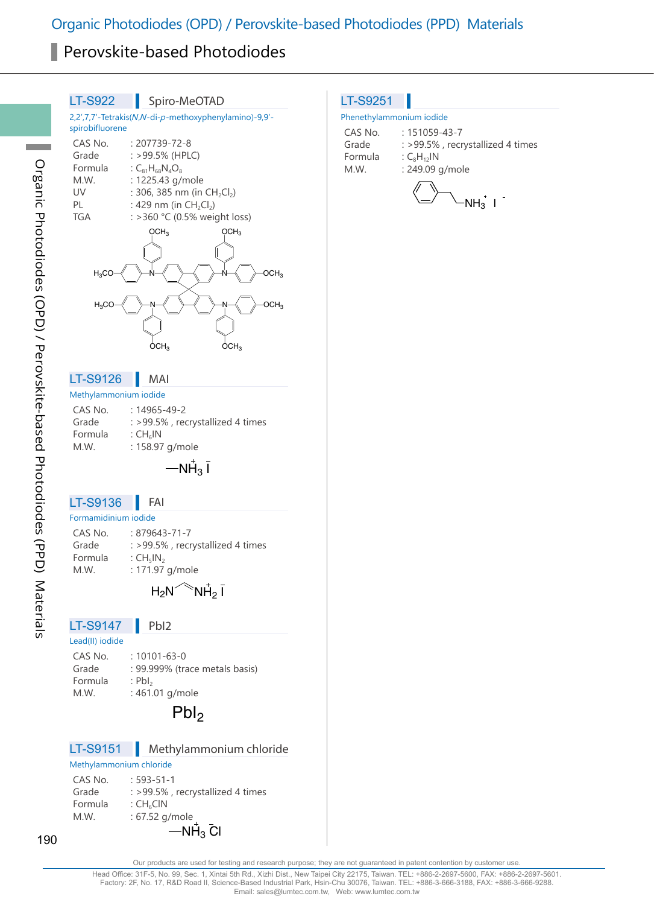# Organic Photodiodes (OPD) / Perovskite-based Photodiodes (PPD) Materials

## Perovskite-based Photodiodes

### LT-S922 | Spiro-MeOTAD

2,2',7,7'-Tetrakis(*N*,*N*-di-*p*-methoxyphenylamino)-9,9'-spirobifluorene

| | |
|---|---|
| CAS No. | : 207739-72-8 |
| Grade | : >99.5% (HPLC) |
| Formula | : $C_{81}H_{68}N_4O_8$ |
| M.W. | : 1225.43 g/mole |
| UV | : 306, 385 nm (in $CH_2Cl_2$) |
| PL | : 429 nm (in $CH_2Cl_2$) |
| TGA | : >360 °C (0.5% weight loss) |

$OCH_3$ $OCH_3$ $H_3CO$ N N $OCH_3$ $H_3CO$ N N $OCH_3$ $OCH_3$ $OCH_3$

### LT-S9126 | MAI

Methylammonium iodide

| | |
|---|---|
| CAS No. | : 14965-49-2 |
| Grade | : >99.5% , recrystallized 4 times |
| Formula | : $CH_6IN$ |
| M.W. | : 158.97 g/mole |

$—\overset{+}{N}H_3\ \overset{-}{I}$

### LT-S9136 | FAI

Formamidinium iodide

| | |
|---|---|
| CAS No. | : 879643-71-7 |
| Grade | : >99.5% , recrystallized 4 times |
| Formula | : $CH_5IN_2$ |
| M.W. | : 171.97 g/mole |

$H_2N\ \overset{+}{N}H_2\ \overset{-}{I}$

### LT-S9147 | PbI2

Lead(II) iodide

| | |
|---|---|
| CAS No. | : 10101-63-0 |
| Grade | : 99.999% (trace metals basis) |
| Formula | : $PbI_2$ |
| M.W. | : 461.01 g/mole |

$PbI_2$

### LT-S9151 | Methylammonium chloride

Methylammonium chloride

| | |
|---|---|
| CAS No. | : 593-51-1 |
| Grade | : >99.5% , recrystallized 4 times |
| Formula | : $CH_6ClN$ |
| M.W. | : 67.52 g/mole |

$—\overset{+}{N}H_3\ \overset{-}{Cl}$

### LT-S9251

Phenethylammonium iodide

| | |
|---|---|
| CAS No. | : 151059-43-7 |
| Grade | : >99.5% , recrystallized 4 times |
| Formula | : $C_8H_{12}IN$ |
| M.W. | : 249.09 g/mole |

$\overset{+}{N}H_3\ \ I^-$

Our products are used for testing and research purpose; they are not guaranteed in patent contention by customer use.

Head Office: 31F-5, No. 99, Sec. 1, Xintai 5th Rd., Xizhi Dist., New Taipei City 22175, Taiwan. TEL: +886-2-2697-5600, FAX: +886-2-2697-5601.
Factory: 2F, No. 17, R&D Road II, Science-Based Industrial Park, Hsin-Chu 30076, Taiwan. TEL: +886-3-666-3188, FAX: +886-3-666-9288.
Email: sales@lumtec.com.tw, Web: www.lumtec.com.tw